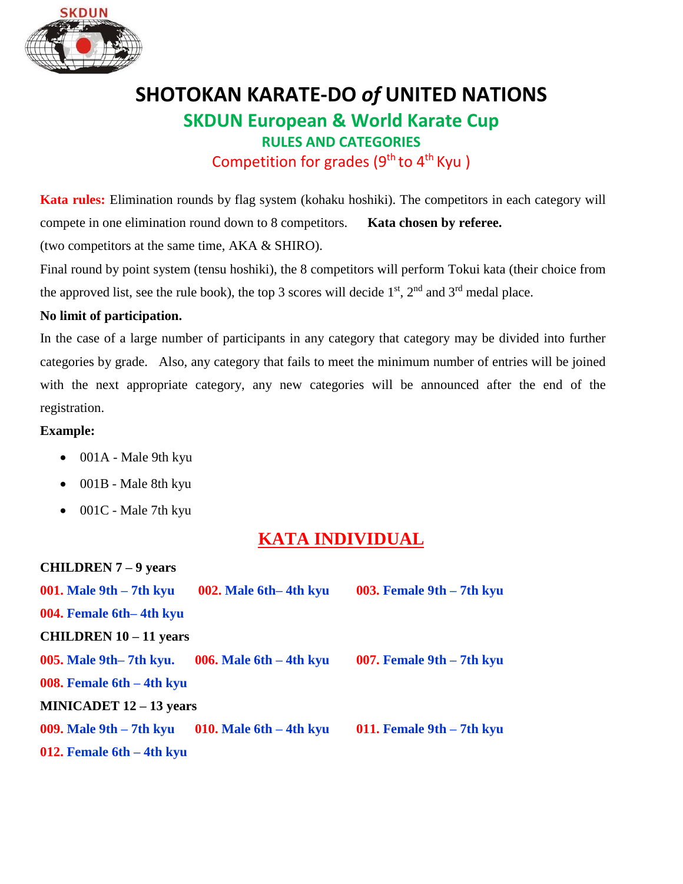# SHOTOKAN KARATE-DO *of* UNITED NATIONS

## SKDUN European & World Karate Cup

### RULES AND CATEGORIES

Competition for grades (9th to 4th Kyu )

**Kata rules:** Elimination rounds by flag system (kohaku hoshiki). The competitors in each category will compete in one elimination round down to 8 competitors. **Kata chosen by referee.**

(two competitors at the same time, AKA & SHIRO).

Final round by point system (tensu hoshiki), the 8 competitors will perform Tokui kata (their choice from the approved list, see the rule book), the top 3 scores will decide 1st, 2nd and 3rd medal place.

**No limit of participation.**

In the case of a large number of participants in any category that category may be divided into further categories by grade. Also, any category that fails to meet the minimum number of entries will be joined with the next appropriate category, any new categories will be announced after the end of the registration.

**Example:**

- 001A - Male 9th kyu
- 001B - Male 8th kyu
- 001C - Male 7th kyu

## KATA INDIVIDUAL

**CHILDREN 7 – 9 years**

**001. Male 9th – 7th kyu** **002. Male 6th– 4th kyu** **003. Female 9th – 7th kyu**

**004. Female 6th– 4th kyu**

**CHILDREN 10 – 11 years**

**005. Male 9th– 7th kyu.** **006. Male 6th – 4th kyu** **007. Female 9th – 7th kyu**

**008. Female 6th – 4th kyu**

**MINICADET 12 – 13 years**

**009. Male 9th – 7th kyu** **010. Male 6th – 4th kyu** **011. Female 9th – 7th kyu**

**012. Female 6th – 4th kyu**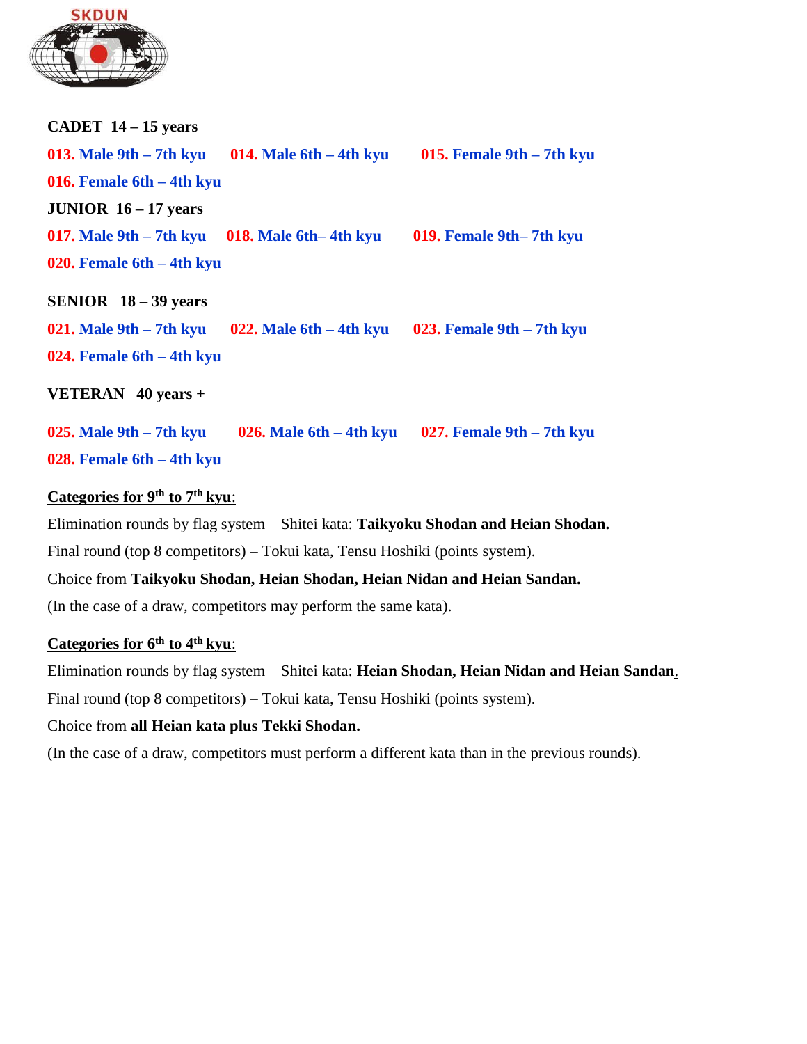**CADET 14 – 15 years**

**013. Male 9th – 7th kyu** **014. Male 6th – 4th kyu** **015. Female 9th – 7th kyu**

**016. Female 6th – 4th kyu**

**JUNIOR 16 – 17 years**

**017. Male 9th – 7th kyu** **018. Male 6th– 4th kyu** **019. Female 9th– 7th kyu**

**020. Female 6th – 4th kyu**

**SENIOR 18 – 39 years**

**021. Male 9th – 7th kyu** **022. Male 6th – 4th kyu** **023. Female 9th – 7th kyu**

**024. Female 6th – 4th kyu**

**VETERAN 40 years +**

**025. Male 9th – 7th kyu** **026. Male 6th – 4th kyu** **027. Female 9th – 7th kyu**

**028. Female 6th – 4th kyu**

**Categories for 9th to 7th kyu**:

Elimination rounds by flag system – Shitei kata: **Taikyoku Shodan and Heian Shodan.**

Final round (top 8 competitors) – Tokui kata, Tensu Hoshiki (points system).

Choice from **Taikyoku Shodan, Heian Shodan, Heian Nidan and Heian Sandan.**

(In the case of a draw, competitors may perform the same kata).

**Categories for 6th to 4th kyu**:

Elimination rounds by flag system – Shitei kata: **Heian Shodan, Heian Nidan and Heian Sandan**.

Final round (top 8 competitors) – Tokui kata, Tensu Hoshiki (points system).

Choice from **all Heian kata plus Tekki Shodan.**

(In the case of a draw, competitors must perform a different kata than in the previous rounds).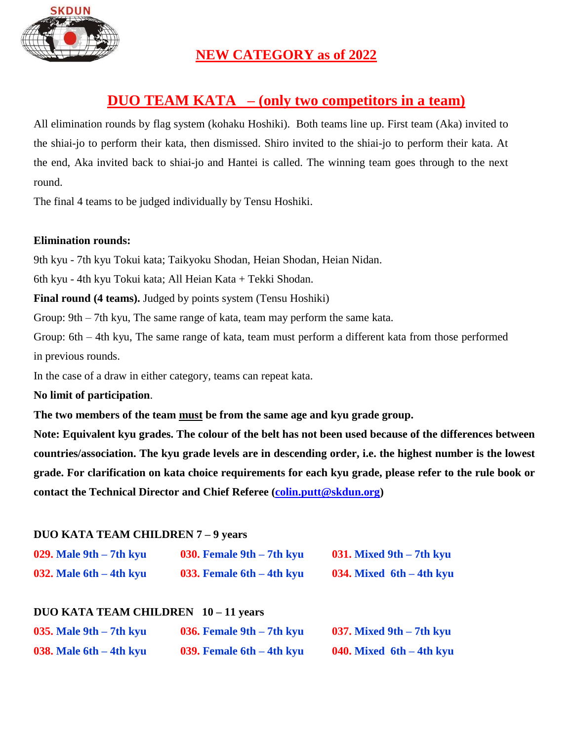SKDUN

## NEW CATEGORY as of 2022

## DUO TEAM KATA – (only two competitors in a team)

All elimination rounds by flag system (kohaku Hoshiki). Both teams line up. First team (Aka) invited to the shiai-jo to perform their kata, then dismissed. Shiro invited to the shiai-jo to perform their kata. At the end, Aka invited back to shiai-jo and Hantei is called. The winning team goes through to the next round.

The final 4 teams to be judged individually by Tensu Hoshiki.

**Elimination rounds:**

9th kyu - 7th kyu Tokui kata; Taikyoku Shodan, Heian Shodan, Heian Nidan.

6th kyu - 4th kyu Tokui kata; All Heian Kata + Tekki Shodan.

**Final round (4 teams).** Judged by points system (Tensu Hoshiki)

Group: 9th – 7th kyu, The same range of kata, team may perform the same kata.

Group: 6th – 4th kyu, The same range of kata, team must perform a different kata from those performed in previous rounds.

In the case of a draw in either category, teams can repeat kata.

**No limit of participation**.

**The two members of the team must be from the same age and kyu grade group.**

**Note: Equivalent kyu grades. The colour of the belt has not been used because of the differences between countries/association. The kyu grade levels are in descending order, i.e. the highest number is the lowest grade. For clarification on kata choice requirements for each kyu grade, please refer to the rule book or contact the Technical Director and Chief Referee (colin.putt@skdun.org)**

**DUO KATA TEAM CHILDREN 7 – 9 years**

| | | |
|---|---|---|
| **029. Male 9th – 7th kyu** | **030. Female 9th – 7th kyu** | **031. Mixed 9th – 7th kyu** |
| **032. Male 6th – 4th kyu** | **033. Female 6th – 4th kyu** | **034. Mixed 6th – 4th kyu** |

**DUO KATA TEAM CHILDREN 10 – 11 years**

| | | |
|---|---|---|
| **035. Male 9th – 7th kyu** | **036. Female 9th – 7th kyu** | **037. Mixed 9th – 7th kyu** |
| **038. Male 6th – 4th kyu** | **039. Female 6th – 4th kyu** | **040. Mixed 6th – 4th kyu** |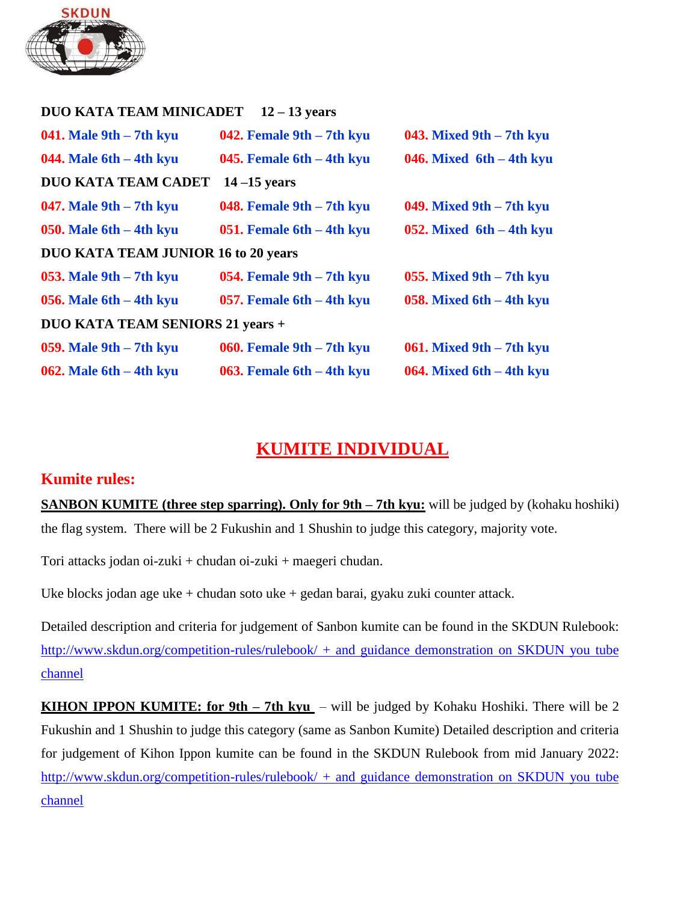**DUO KATA TEAM MINICADET 12 – 13 years**

| | | |
|---|---|---|
| 041. Male 9th – 7th kyu | 042. Female 9th – 7th kyu | 043. Mixed 9th – 7th kyu |
| 044. Male 6th – 4th kyu | 045. Female 6th – 4th kyu | 046. Mixed 6th – 4th kyu |

**DUO KATA TEAM CADET 14 –15 years**

| | | |
|---|---|---|
| 047. Male 9th – 7th kyu | 048. Female 9th – 7th kyu | 049. Mixed 9th – 7th kyu |
| 050. Male 6th – 4th kyu | 051. Female 6th – 4th kyu | 052. Mixed 6th – 4th kyu |

**DUO KATA TEAM JUNIOR 16 to 20 years**

| | | |
|---|---|---|
| 053. Male 9th – 7th kyu | 054. Female 9th – 7th kyu | 055. Mixed 9th – 7th kyu |
| 056. Male 6th – 4th kyu | 057. Female 6th – 4th kyu | 058. Mixed 6th – 4th kyu |

**DUO KATA TEAM SENIORS 21 years +**

| | | |
|---|---|---|
| 059. Male 9th – 7th kyu | 060. Female 9th – 7th kyu | 061. Mixed 9th – 7th kyu |
| 062. Male 6th – 4th kyu | 063. Female 6th – 4th kyu | 064. Mixed 6th – 4th kyu |

# KUMITE INDIVIDUAL

## Kumite rules:

**SANBON KUMITE (three step sparring). Only for 9th – 7th kyu:** will be judged by (kohaku hoshiki) the flag system. There will be 2 Fukushin and 1 Shushin to judge this category, majority vote.

Tori attacks jodan oi-zuki + chudan oi-zuki + maegeri chudan.

Uke blocks jodan age uke + chudan soto uke + gedan barai, gyaku zuki counter attack.

Detailed description and criteria for judgement of Sanbon kumite can be found in the SKDUN Rulebook: http://www.skdun.org/competition-rules/rulebook/ + and guidance demonstration on SKDUN you tube channel

**KIHON IPPON KUMITE: for 9th – 7th kyu** – will be judged by Kohaku Hoshiki. There will be 2 Fukushin and 1 Shushin to judge this category (same as Sanbon Kumite) Detailed description and criteria for judgement of Kihon Ippon kumite can be found in the SKDUN Rulebook from mid January 2022: http://www.skdun.org/competition-rules/rulebook/ + and guidance demonstration on SKDUN you tube channel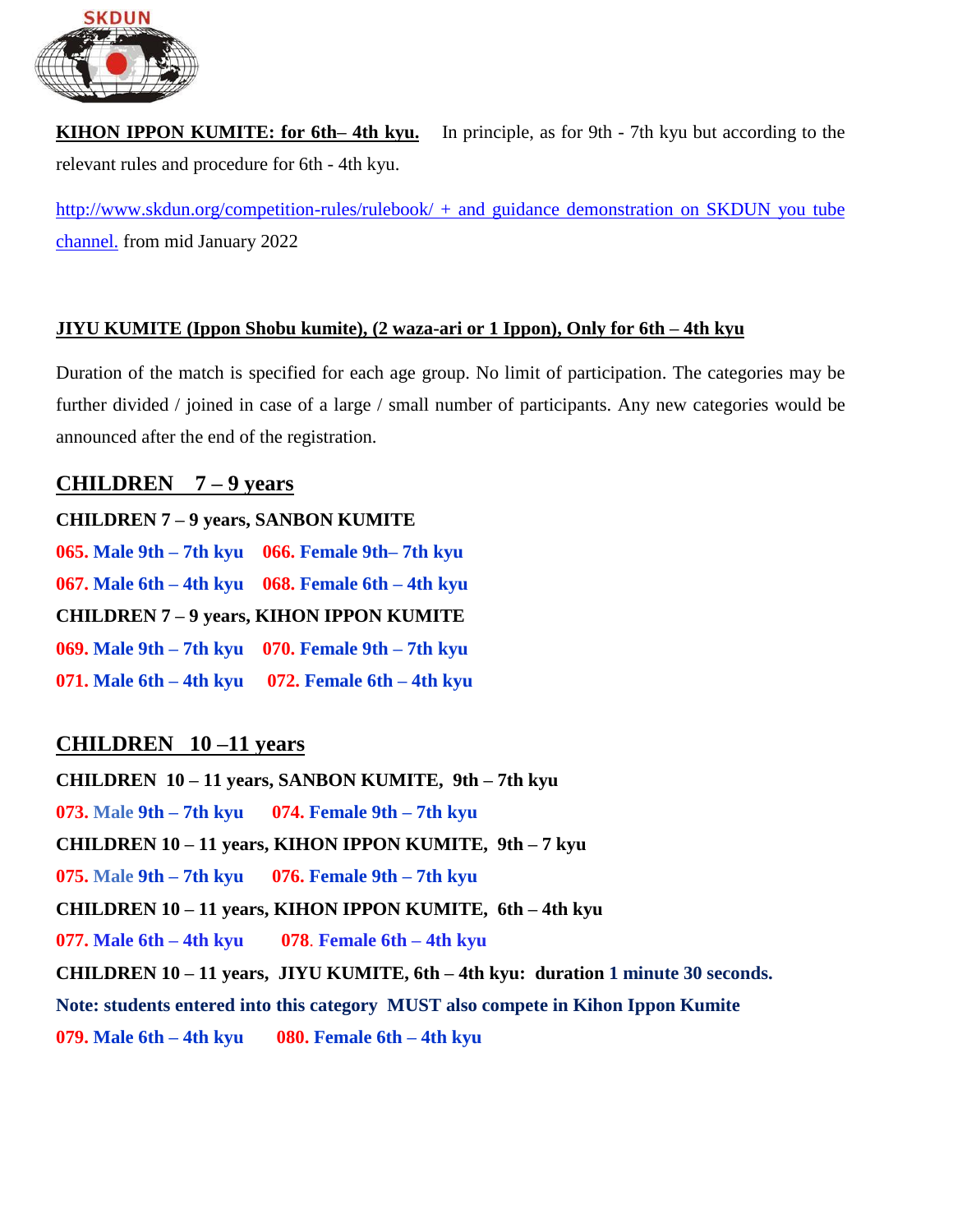**KIHON IPPON KUMITE: for 6th– 4th kyu.** In principle, as for 9th - 7th kyu but according to the relevant rules and procedure for 6th - 4th kyu.

http://www.skdun.org/competition-rules/rulebook/ + and guidance demonstration on SKDUN you tube channel. from mid January 2022

**JIYU KUMITE (Ippon Shobu kumite), (2 waza-ari or 1 Ippon), Only for 6th – 4th kyu**

Duration of the match is specified for each age group. No limit of participation. The categories may be further divided / joined in case of a large / small number of participants. Any new categories would be announced after the end of the registration.

## CHILDREN 7 – 9 years

**CHILDREN 7 – 9 years, SANBON KUMITE**

**065. Male 9th – 7th kyu** **066. Female 9th– 7th kyu**

**067. Male 6th – 4th kyu** **068. Female 6th – 4th kyu**

**CHILDREN 7 – 9 years, KIHON IPPON KUMITE**

**069. Male 9th – 7th kyu** **070. Female 9th – 7th kyu**

**071. Male 6th – 4th kyu** **072. Female 6th – 4th kyu**

## CHILDREN 10 –11 years

**CHILDREN 10 – 11 years, SANBON KUMITE, 9th – 7th kyu**

**073. Male 9th – 7th kyu** **074. Female 9th – 7th kyu**

**CHILDREN 10 – 11 years, KIHON IPPON KUMITE, 9th – 7 kyu**

**075. Male 9th – 7th kyu** **076. Female 9th – 7th kyu**

**CHILDREN 10 – 11 years, KIHON IPPON KUMITE, 6th – 4th kyu**

**077. Male 6th – 4th kyu** **078. Female 6th – 4th kyu**

**CHILDREN 10 – 11 years, JIYU KUMITE, 6th – 4th kyu: duration 1 minute 30 seconds.**

**Note: students entered into this category MUST also compete in Kihon Ippon Kumite**

**079. Male 6th – 4th kyu** **080. Female 6th – 4th kyu**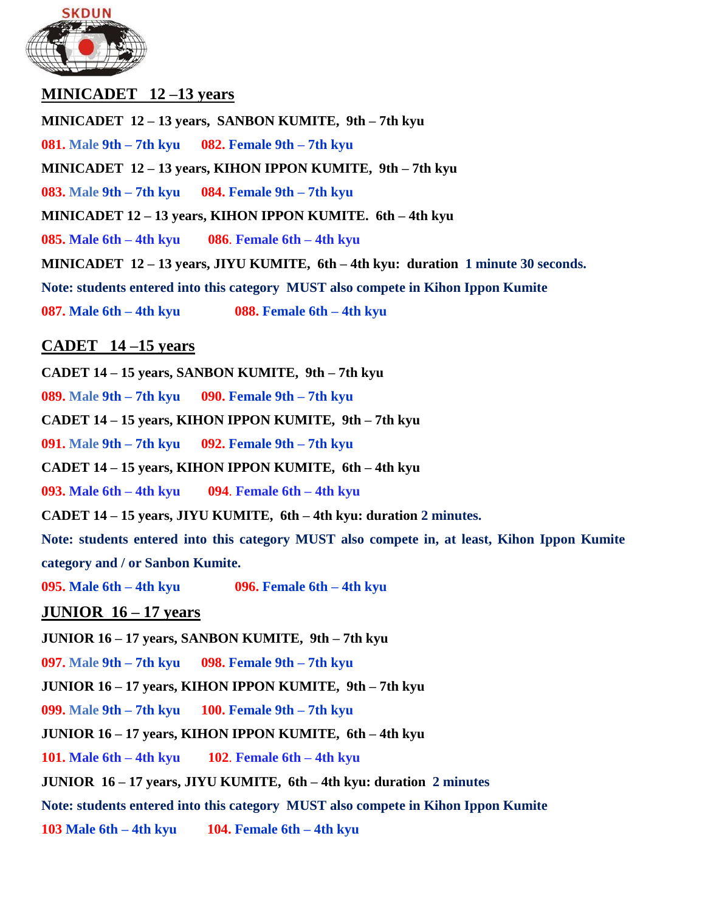## MINICADET 12 –13 years

**MINICADET 12 – 13 years, SANBON KUMITE, 9th – 7th kyu**

**081.** Male **9th – 7th kyu** **082. Female 9th – 7th kyu**

**MINICADET 12 – 13 years, KIHON IPPON KUMITE, 9th – 7th kyu**

**083.** Male **9th – 7th kyu** **084. Female 9th – 7th kyu**

**MINICADET 12 – 13 years, KIHON IPPON KUMITE. 6th – 4th kyu**

**085. Male 6th – 4th kyu** **086. Female 6th – 4th kyu**

**MINICADET 12 – 13 years, JIYU KUMITE, 6th – 4th kyu: duration 1 minute 30 seconds.**

**Note: students entered into this category MUST also compete in Kihon Ippon Kumite**

**087. Male 6th – 4th kyu** **088. Female 6th – 4th kyu**

## CADET 14 –15 years

**CADET 14 – 15 years, SANBON KUMITE, 9th – 7th kyu**

**089.** Male **9th – 7th kyu** **090. Female 9th – 7th kyu**

**CADET 14 – 15 years, KIHON IPPON KUMITE, 9th – 7th kyu**

**091.** Male **9th – 7th kyu** **092. Female 9th – 7th kyu**

**CADET 14 – 15 years, KIHON IPPON KUMITE, 6th – 4th kyu**

**093. Male 6th – 4th kyu** **094. Female 6th – 4th kyu**

**CADET 14 – 15 years, JIYU KUMITE, 6th – 4th kyu: duration 2 minutes.**

**Note: students entered into this category MUST also compete in, at least, Kihon Ippon Kumite category and / or Sanbon Kumite.**

**095. Male 6th – 4th kyu** **096. Female 6th – 4th kyu**

## JUNIOR 16 – 17 years

**JUNIOR 16 – 17 years, SANBON KUMITE, 9th – 7th kyu**

**097.** Male **9th – 7th kyu** **098. Female 9th – 7th kyu**

**JUNIOR 16 – 17 years, KIHON IPPON KUMITE, 9th – 7th kyu**

**099.** Male **9th – 7th kyu** **100. Female 9th – 7th kyu**

**JUNIOR 16 – 17 years, KIHON IPPON KUMITE, 6th – 4th kyu**

**101. Male 6th – 4th kyu** **102. Female 6th – 4th kyu**

**JUNIOR 16 – 17 years, JIYU KUMITE, 6th – 4th kyu: duration 2 minutes**

**Note: students entered into this category MUST also compete in Kihon Ippon Kumite**

**103 Male 6th – 4th kyu** **104. Female 6th – 4th kyu**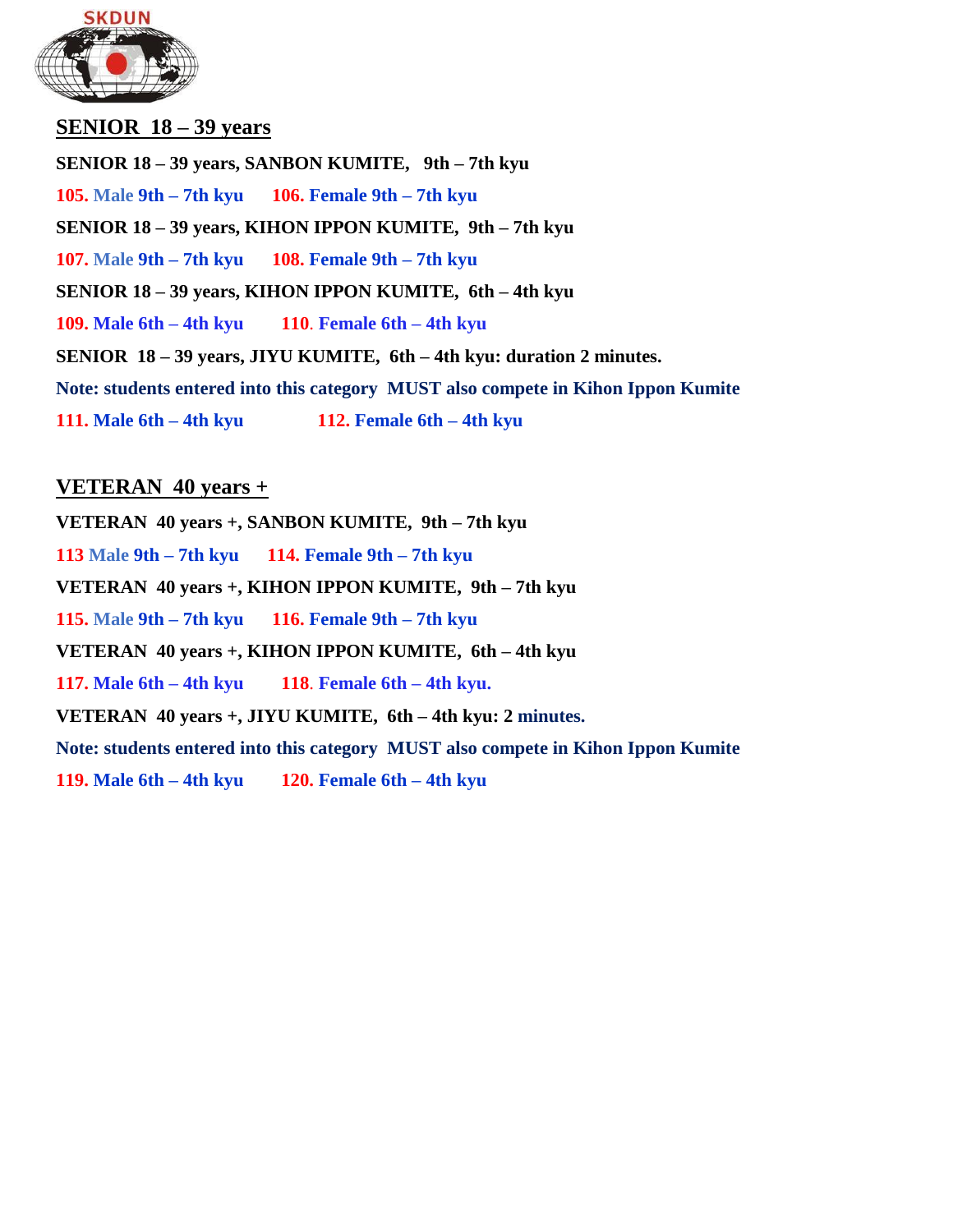## SENIOR 18 – 39 years

**SENIOR 18 – 39 years, SANBON KUMITE, 9th – 7th kyu**

**105. Male 9th – 7th kyu      106. Female 9th – 7th kyu**

**SENIOR 18 – 39 years, KIHON IPPON KUMITE, 9th – 7th kyu**

**107. Male 9th – 7th kyu      108. Female 9th – 7th kyu**

**SENIOR 18 – 39 years, KIHON IPPON KUMITE, 6th – 4th kyu**

**109. Male 6th – 4th kyu      110. Female 6th – 4th kyu**

**SENIOR 18 – 39 years, JIYU KUMITE, 6th – 4th kyu: duration 2 minutes.**

**Note: students entered into this category MUST also compete in Kihon Ippon Kumite**

**111. Male 6th – 4th kyu      112. Female 6th – 4th kyu**

## VETERAN 40 years +

**VETERAN 40 years +, SANBON KUMITE, 9th – 7th kyu**

**113 Male 9th – 7th kyu      114. Female 9th – 7th kyu**

**VETERAN 40 years +, KIHON IPPON KUMITE, 9th – 7th kyu**

**115. Male 9th – 7th kyu      116. Female 9th – 7th kyu**

**VETERAN 40 years +, KIHON IPPON KUMITE, 6th – 4th kyu**

**117. Male 6th – 4th kyu      118. Female 6th – 4th kyu.**

**VETERAN 40 years +, JIYU KUMITE, 6th – 4th kyu: 2 minutes.**

**Note: students entered into this category MUST also compete in Kihon Ippon Kumite**

**119. Male 6th – 4th kyu      120. Female 6th – 4th kyu**